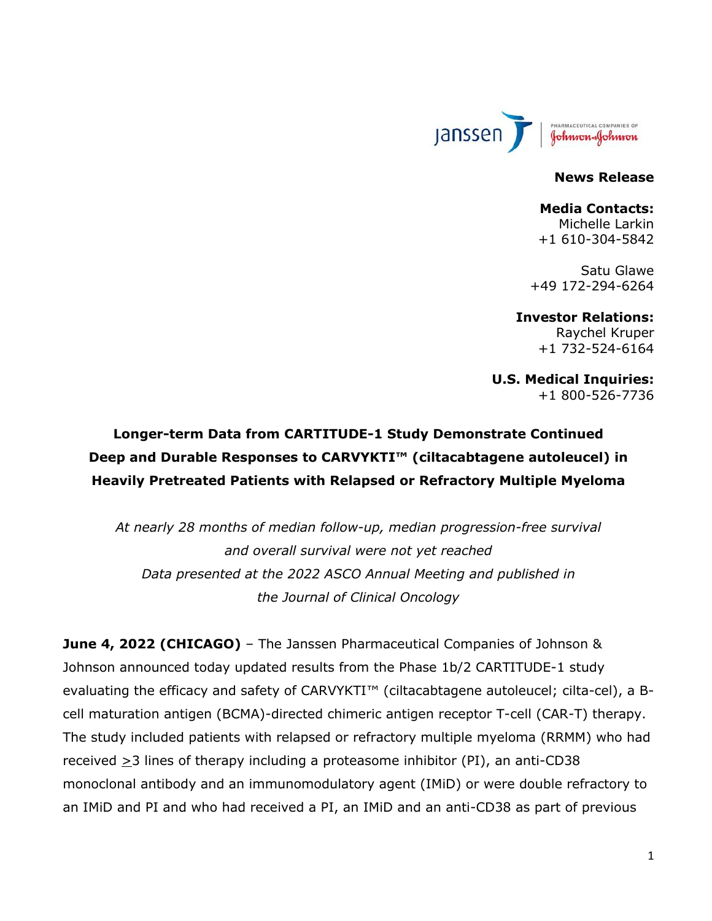**News Release**

**Media Contacts:**
Michelle Larkin
+1 610-304-5842

Satu Glawe
+49 172-294-6264

**Investor Relations:**
Raychel Kruper
+1 732-524-6164

**U.S. Medical Inquiries:**
+1 800-526-7736

# Longer-term Data from CARTITUDE-1 Study Demonstrate Continued Deep and Durable Responses to CARVYKTI™ (ciltacabtagene autoleucel) in Heavily Pretreated Patients with Relapsed or Refractory Multiple Myeloma

*At nearly 28 months of median follow-up, median progression-free survival and overall survival were not yet reached*

*Data presented at the 2022 ASCO Annual Meeting and published in the Journal of Clinical Oncology*

**June 4, 2022 (CHICAGO)** – The Janssen Pharmaceutical Companies of Johnson & Johnson announced today updated results from the Phase 1b/2 CARTITUDE-1 study evaluating the efficacy and safety of CARVYKTI™ (ciltacabtagene autoleucel; cilta-cel), a B-cell maturation antigen (BCMA)-directed chimeric antigen receptor T-cell (CAR-T) therapy. The study included patients with relapsed or refractory multiple myeloma (RRMM) who had received ≥3 lines of therapy including a proteasome inhibitor (PI), an anti-CD38 monoclonal antibody and an immunomodulatory agent (IMiD) or were double refractory to an IMiD and PI and who had received a PI, an IMiD and an anti-CD38 as part of previous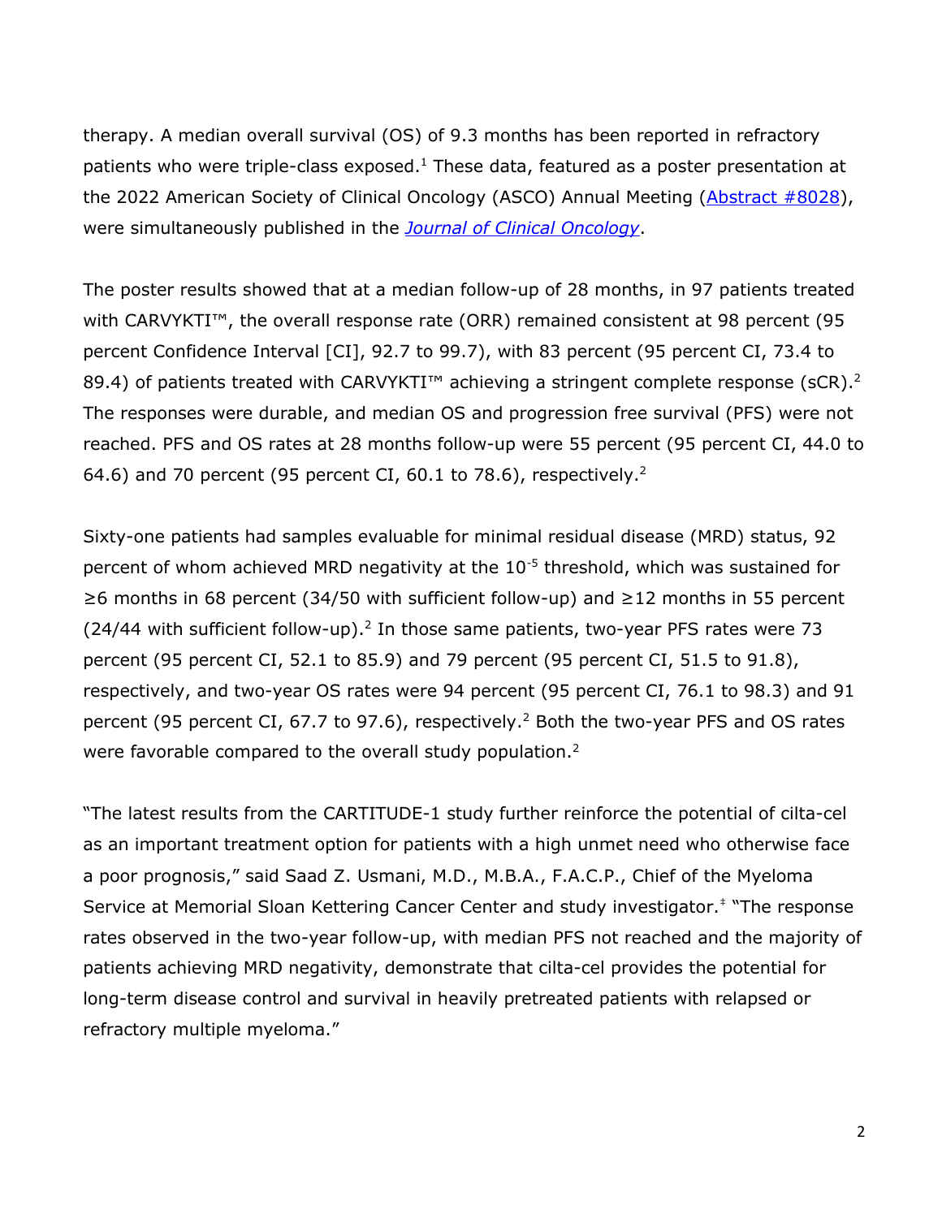therapy. A median overall survival (OS) of 9.3 months has been reported in refractory patients who were triple-class exposed.[1] These data, featured as a poster presentation at the 2022 American Society of Clinical Oncology (ASCO) Annual Meeting (Abstract #8028), were simultaneously published in the *Journal of Clinical Oncology*.

The poster results showed that at a median follow-up of 28 months, in 97 patients treated with CARVYKTI™, the overall response rate (ORR) remained consistent at 98 percent (95 percent Confidence Interval [CI], 92.7 to 99.7), with 83 percent (95 percent CI, 73.4 to 89.4) of patients treated with CARVYKTI™ achieving a stringent complete response (sCR).[2] The responses were durable, and median OS and progression free survival (PFS) were not reached. PFS and OS rates at 28 months follow-up were 55 percent (95 percent CI, 44.0 to 64.6) and 70 percent (95 percent CI, 60.1 to 78.6), respectively.[2]

Sixty-one patients had samples evaluable for minimal residual disease (MRD) status, 92 percent of whom achieved MRD negativity at the $10^{-5}$ threshold, which was sustained for ≥6 months in 68 percent (34/50 with sufficient follow-up) and ≥12 months in 55 percent (24/44 with sufficient follow-up).[2] In those same patients, two-year PFS rates were 73 percent (95 percent CI, 52.1 to 85.9) and 79 percent (95 percent CI, 51.5 to 91.8), respectively, and two-year OS rates were 94 percent (95 percent CI, 76.1 to 98.3) and 91 percent (95 percent CI, 67.7 to 97.6), respectively.[2] Both the two-year PFS and OS rates were favorable compared to the overall study population.[2]

"The latest results from the CARTITUDE-1 study further reinforce the potential of cilta-cel as an important treatment option for patients with a high unmet need who otherwise face a poor prognosis," said Saad Z. Usmani, M.D., M.B.A., F.A.C.P., Chief of the Myeloma Service at Memorial Sloan Kettering Cancer Center and study investigator.[‡] "The response rates observed in the two-year follow-up, with median PFS not reached and the majority of patients achieving MRD negativity, demonstrate that cilta-cel provides the potential for long-term disease control and survival in heavily pretreated patients with relapsed or refractory multiple myeloma."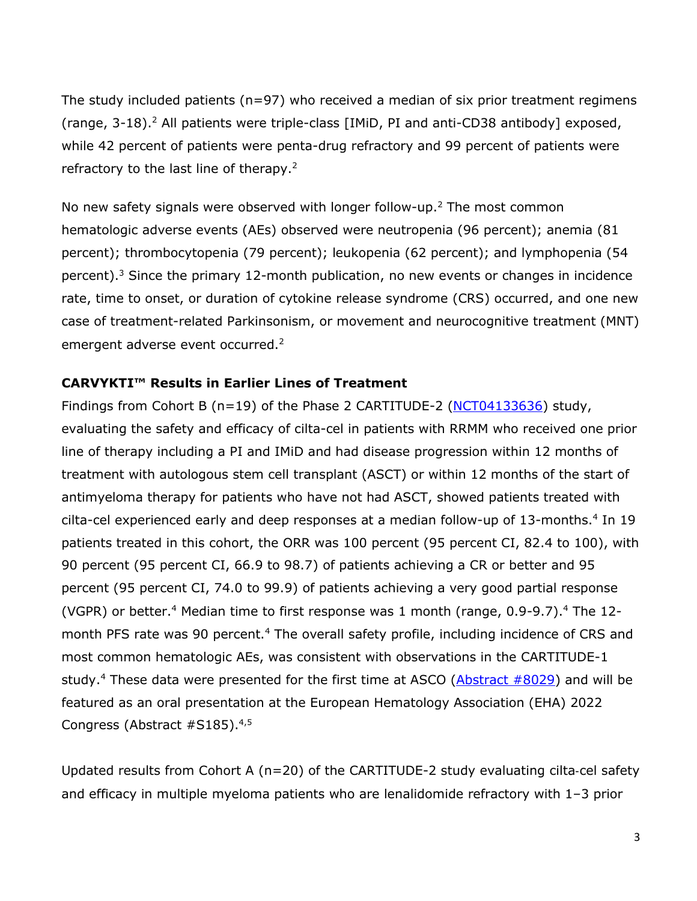The study included patients (n=97) who received a median of six prior treatment regimens (range, 3-18).[2] All patients were triple-class [IMiD, PI and anti-CD38 antibody] exposed, while 42 percent of patients were penta-drug refractory and 99 percent of patients were refractory to the last line of therapy.[2]

No new safety signals were observed with longer follow-up.[2] The most common hematologic adverse events (AEs) observed were neutropenia (96 percent); anemia (81 percent); thrombocytopenia (79 percent); leukopenia (62 percent); and lymphopenia (54 percent).[3] Since the primary 12-month publication, no new events or changes in incidence rate, time to onset, or duration of cytokine release syndrome (CRS) occurred, and one new case of treatment-related Parkinsonism, or movement and neurocognitive treatment (MNT) emergent adverse event occurred.[2]

**CARVYKTI™ Results in Earlier Lines of Treatment**

Findings from Cohort B (n=19) of the Phase 2 CARTITUDE-2 (NCT04133636) study, evaluating the safety and efficacy of cilta-cel in patients with RRMM who received one prior line of therapy including a PI and IMiD and had disease progression within 12 months of treatment with autologous stem cell transplant (ASCT) or within 12 months of the start of antimyeloma therapy for patients who have not had ASCT, showed patients treated with cilta-cel experienced early and deep responses at a median follow-up of 13-months.[4] In 19 patients treated in this cohort, the ORR was 100 percent (95 percent CI, 82.4 to 100), with 90 percent (95 percent CI, 66.9 to 98.7) of patients achieving a CR or better and 95 percent (95 percent CI, 74.0 to 99.9) of patients achieving a very good partial response (VGPR) or better.[4] Median time to first response was 1 month (range, 0.9-9.7).[4] The 12-month PFS rate was 90 percent.[4] The overall safety profile, including incidence of CRS and most common hematologic AEs, was consistent with observations in the CARTITUDE-1 study.[4] These data were presented for the first time at ASCO (Abstract #8029) and will be featured as an oral presentation at the European Hematology Association (EHA) 2022 Congress (Abstract #S185).[4,5]

Updated results from Cohort A (n=20) of the CARTITUDE-2 study evaluating cilta-cel safety and efficacy in multiple myeloma patients who are lenalidomide refractory with 1–3 prior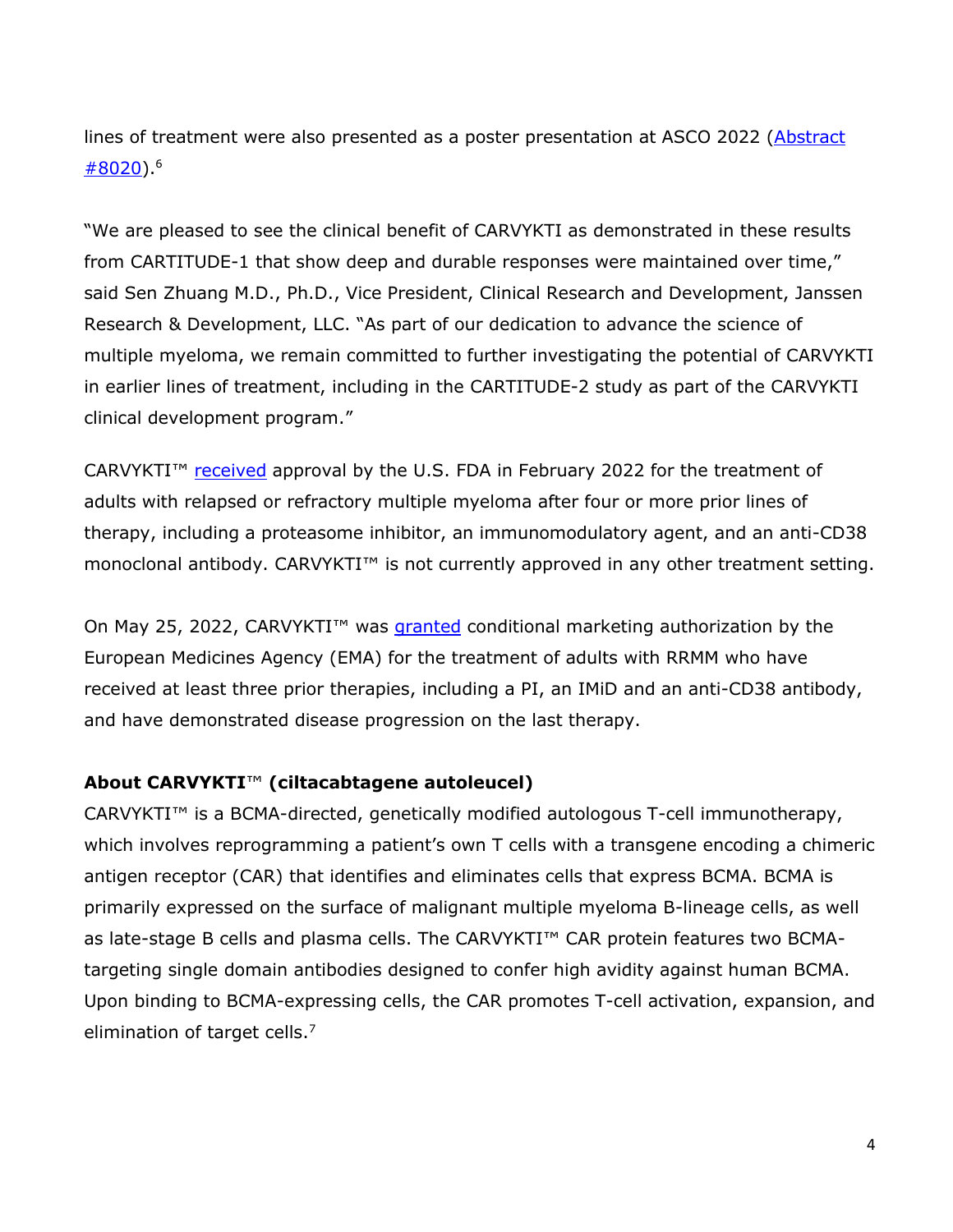lines of treatment were also presented as a poster presentation at ASCO 2022 (Abstract #8020).[6]

"We are pleased to see the clinical benefit of CARVYKTI as demonstrated in these results from CARTITUDE-1 that show deep and durable responses were maintained over time," said Sen Zhuang M.D., Ph.D., Vice President, Clinical Research and Development, Janssen Research & Development, LLC. "As part of our dedication to advance the science of multiple myeloma, we remain committed to further investigating the potential of CARVYKTI in earlier lines of treatment, including in the CARTITUDE-2 study as part of the CARVYKTI clinical development program."

CARVYKTI™ received approval by the U.S. FDA in February 2022 for the treatment of adults with relapsed or refractory multiple myeloma after four or more prior lines of therapy, including a proteasome inhibitor, an immunomodulatory agent, and an anti-CD38 monoclonal antibody. CARVYKTI™ is not currently approved in any other treatment setting.

On May 25, 2022, CARVYKTI™ was granted conditional marketing authorization by the European Medicines Agency (EMA) for the treatment of adults with RRMM who have received at least three prior therapies, including a PI, an IMiD and an anti-CD38 antibody, and have demonstrated disease progression on the last therapy.

**About CARVYKTI™ (ciltacabtagene autoleucel)**

CARVYKTI™ is a BCMA-directed, genetically modified autologous T-cell immunotherapy, which involves reprogramming a patient's own T cells with a transgene encoding a chimeric antigen receptor (CAR) that identifies and eliminates cells that express BCMA. BCMA is primarily expressed on the surface of malignant multiple myeloma B-lineage cells, as well as late-stage B cells and plasma cells. The CARVYKTI™ CAR protein features two BCMA-targeting single domain antibodies designed to confer high avidity against human BCMA. Upon binding to BCMA-expressing cells, the CAR promotes T-cell activation, expansion, and elimination of target cells.[7]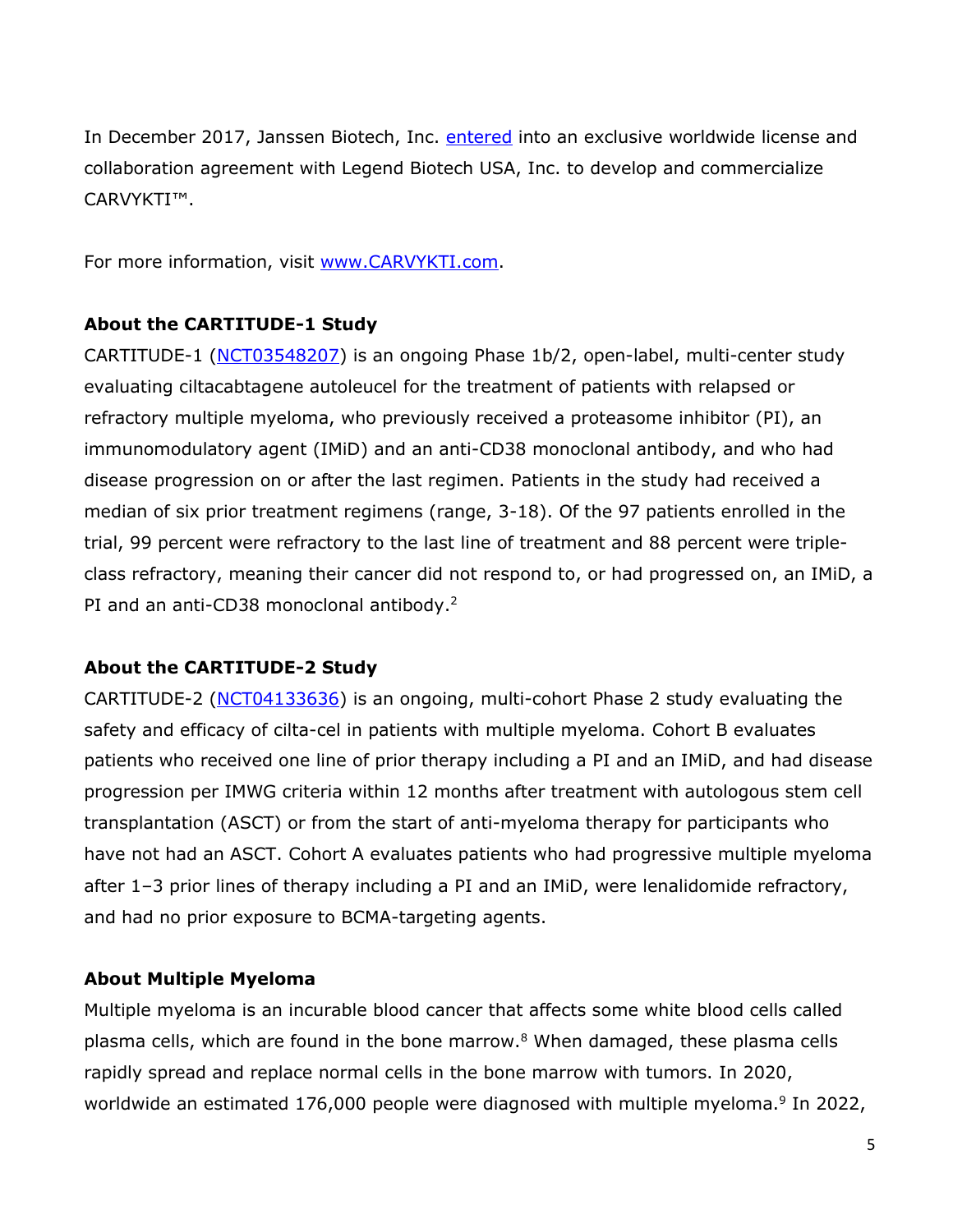In December 2017, Janssen Biotech, Inc. entered into an exclusive worldwide license and collaboration agreement with Legend Biotech USA, Inc. to develop and commercialize CARVYKTI™.

For more information, visit www.CARVYKTI.com.

**About the CARTITUDE-1 Study**

CARTITUDE-1 (NCT03548207) is an ongoing Phase 1b/2, open-label, multi-center study evaluating ciltacabtagene autoleucel for the treatment of patients with relapsed or refractory multiple myeloma, who previously received a proteasome inhibitor (PI), an immunomodulatory agent (IMiD) and an anti-CD38 monoclonal antibody, and who had disease progression on or after the last regimen. Patients in the study had received a median of six prior treatment regimens (range, 3-18). Of the 97 patients enrolled in the trial, 99 percent were refractory to the last line of treatment and 88 percent were triple-class refractory, meaning their cancer did not respond to, or had progressed on, an IMiD, a PI and an anti-CD38 monoclonal antibody.[2]

**About the CARTITUDE-2 Study**

CARTITUDE-2 (NCT04133636) is an ongoing, multi-cohort Phase 2 study evaluating the safety and efficacy of cilta-cel in patients with multiple myeloma. Cohort B evaluates patients who received one line of prior therapy including a PI and an IMiD, and had disease progression per IMWG criteria within 12 months after treatment with autologous stem cell transplantation (ASCT) or from the start of anti-myeloma therapy for participants who have not had an ASCT. Cohort A evaluates patients who had progressive multiple myeloma after 1–3 prior lines of therapy including a PI and an IMiD, were lenalidomide refractory, and had no prior exposure to BCMA-targeting agents.

**About Multiple Myeloma**

Multiple myeloma is an incurable blood cancer that affects some white blood cells called plasma cells, which are found in the bone marrow.[8] When damaged, these plasma cells rapidly spread and replace normal cells in the bone marrow with tumors. In 2020, worldwide an estimated 176,000 people were diagnosed with multiple myeloma.[9] In 2022,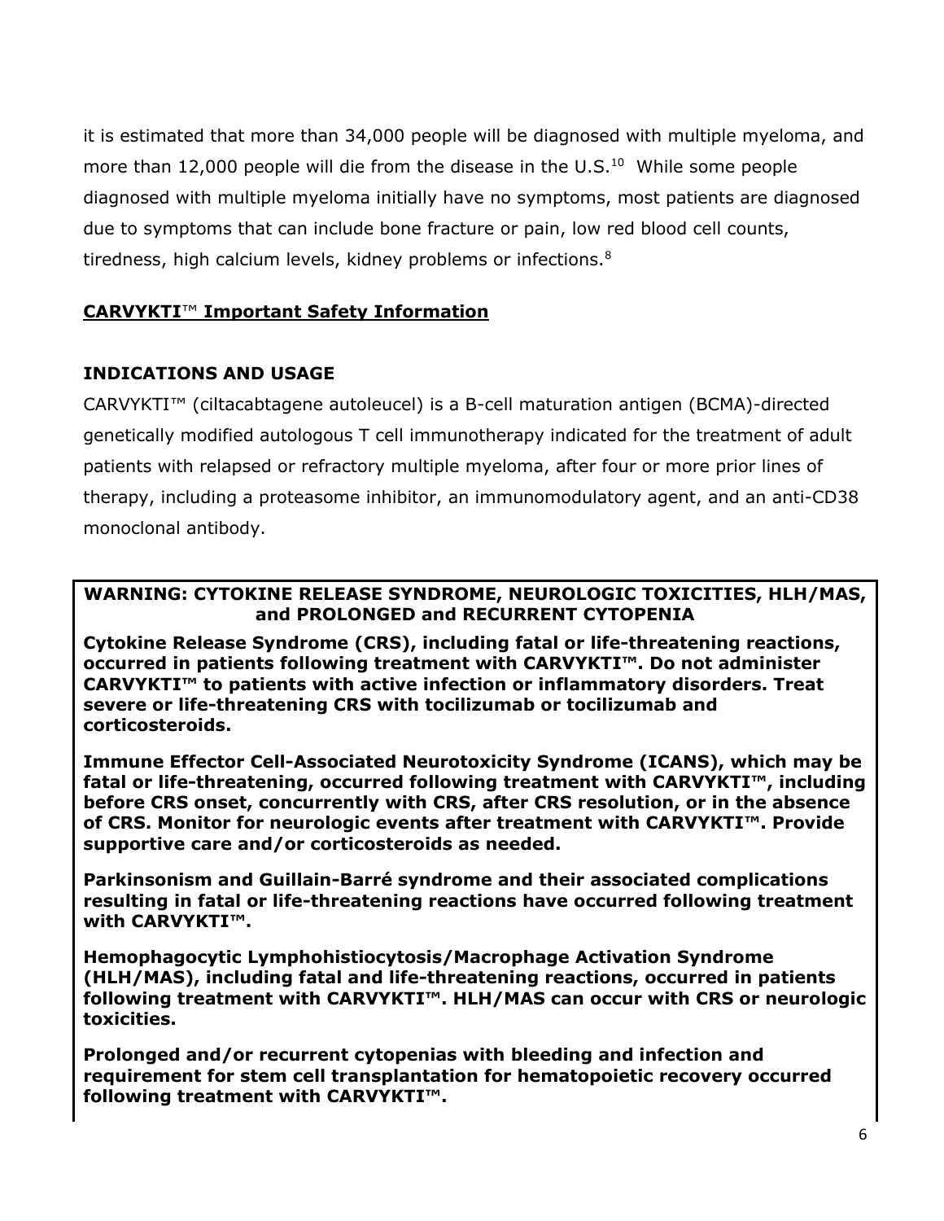it is estimated that more than 34,000 people will be diagnosed with multiple myeloma, and more than 12,000 people will die from the disease in the U.S.[10] While some people diagnosed with multiple myeloma initially have no symptoms, most patients are diagnosed due to symptoms that can include bone fracture or pain, low red blood cell counts, tiredness, high calcium levels, kidney problems or infections.[8]

## CARVYKTI™ Important Safety Information

### INDICATIONS AND USAGE

CARVYKTI™ (ciltacabtagene autoleucel) is a B-cell maturation antigen (BCMA)-directed genetically modified autologous T cell immunotherapy indicated for the treatment of adult patients with relapsed or refractory multiple myeloma, after four or more prior lines of therapy, including a proteasome inhibitor, an immunomodulatory agent, and an anti-CD38 monoclonal antibody.

**WARNING: CYTOKINE RELEASE SYNDROME, NEUROLOGIC TOXICITIES, HLH/MAS, and PROLONGED and RECURRENT CYTOPENIA**

**Cytokine Release Syndrome (CRS), including fatal or life-threatening reactions, occurred in patients following treatment with CARVYKTI™. Do not administer CARVYKTI™ to patients with active infection or inflammatory disorders. Treat severe or life-threatening CRS with tocilizumab or tocilizumab and corticosteroids.**

**Immune Effector Cell-Associated Neurotoxicity Syndrome (ICANS), which may be fatal or life-threatening, occurred following treatment with CARVYKTI™, including before CRS onset, concurrently with CRS, after CRS resolution, or in the absence of CRS. Monitor for neurologic events after treatment with CARVYKTI™. Provide supportive care and/or corticosteroids as needed.**

**Parkinsonism and Guillain-Barré syndrome and their associated complications resulting in fatal or life-threatening reactions have occurred following treatment with CARVYKTI™.**

**Hemophagocytic Lymphohistiocytosis/Macrophage Activation Syndrome (HLH/MAS), including fatal and life-threatening reactions, occurred in patients following treatment with CARVYKTI™. HLH/MAS can occur with CRS or neurologic toxicities.**

**Prolonged and/or recurrent cytopenias with bleeding and infection and requirement for stem cell transplantation for hematopoietic recovery occurred following treatment with CARVYKTI™.**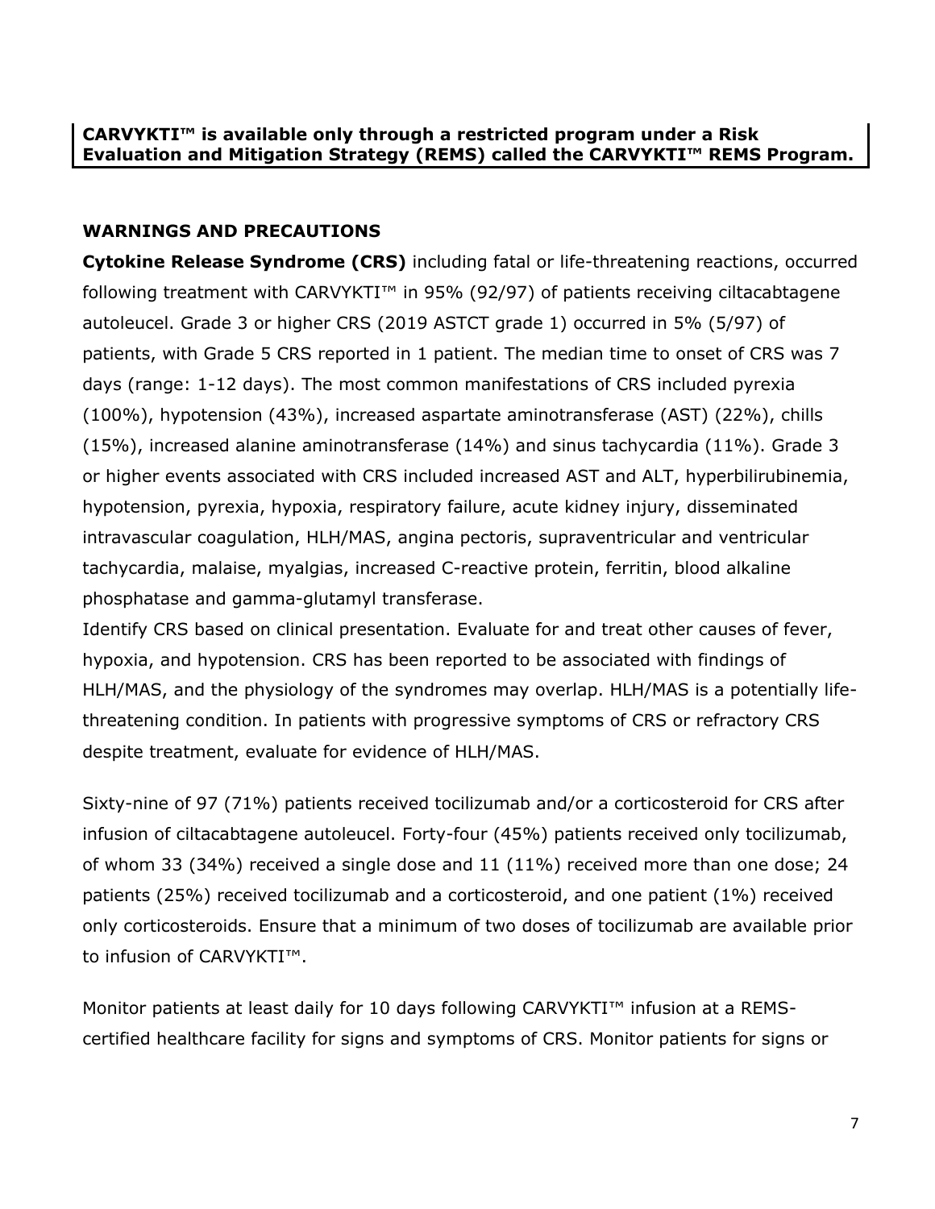**CARVYKTI™ is available only through a restricted program under a Risk Evaluation and Mitigation Strategy (REMS) called the CARVYKTI™ REMS Program.**

## WARNINGS AND PRECAUTIONS

**Cytokine Release Syndrome (CRS)** including fatal or life-threatening reactions, occurred following treatment with CARVYKTI™ in 95% (92/97) of patients receiving ciltacabtagene autoleucel. Grade 3 or higher CRS (2019 ASTCT grade 1) occurred in 5% (5/97) of patients, with Grade 5 CRS reported in 1 patient. The median time to onset of CRS was 7 days (range: 1-12 days). The most common manifestations of CRS included pyrexia (100%), hypotension (43%), increased aspartate aminotransferase (AST) (22%), chills (15%), increased alanine aminotransferase (14%) and sinus tachycardia (11%). Grade 3 or higher events associated with CRS included increased AST and ALT, hyperbilirubinemia, hypotension, pyrexia, hypoxia, respiratory failure, acute kidney injury, disseminated intravascular coagulation, HLH/MAS, angina pectoris, supraventricular and ventricular tachycardia, malaise, myalgias, increased C-reactive protein, ferritin, blood alkaline phosphatase and gamma-glutamyl transferase.
Identify CRS based on clinical presentation. Evaluate for and treat other causes of fever, hypoxia, and hypotension. CRS has been reported to be associated with findings of HLH/MAS, and the physiology of the syndromes may overlap. HLH/MAS is a potentially life-threatening condition. In patients with progressive symptoms of CRS or refractory CRS despite treatment, evaluate for evidence of HLH/MAS.

Sixty-nine of 97 (71%) patients received tocilizumab and/or a corticosteroid for CRS after infusion of ciltacabtagene autoleucel. Forty-four (45%) patients received only tocilizumab, of whom 33 (34%) received a single dose and 11 (11%) received more than one dose; 24 patients (25%) received tocilizumab and a corticosteroid, and one patient (1%) received only corticosteroids. Ensure that a minimum of two doses of tocilizumab are available prior to infusion of CARVYKTI™.

Monitor patients at least daily for 10 days following CARVYKTI™ infusion at a REMS-certified healthcare facility for signs and symptoms of CRS. Monitor patients for signs or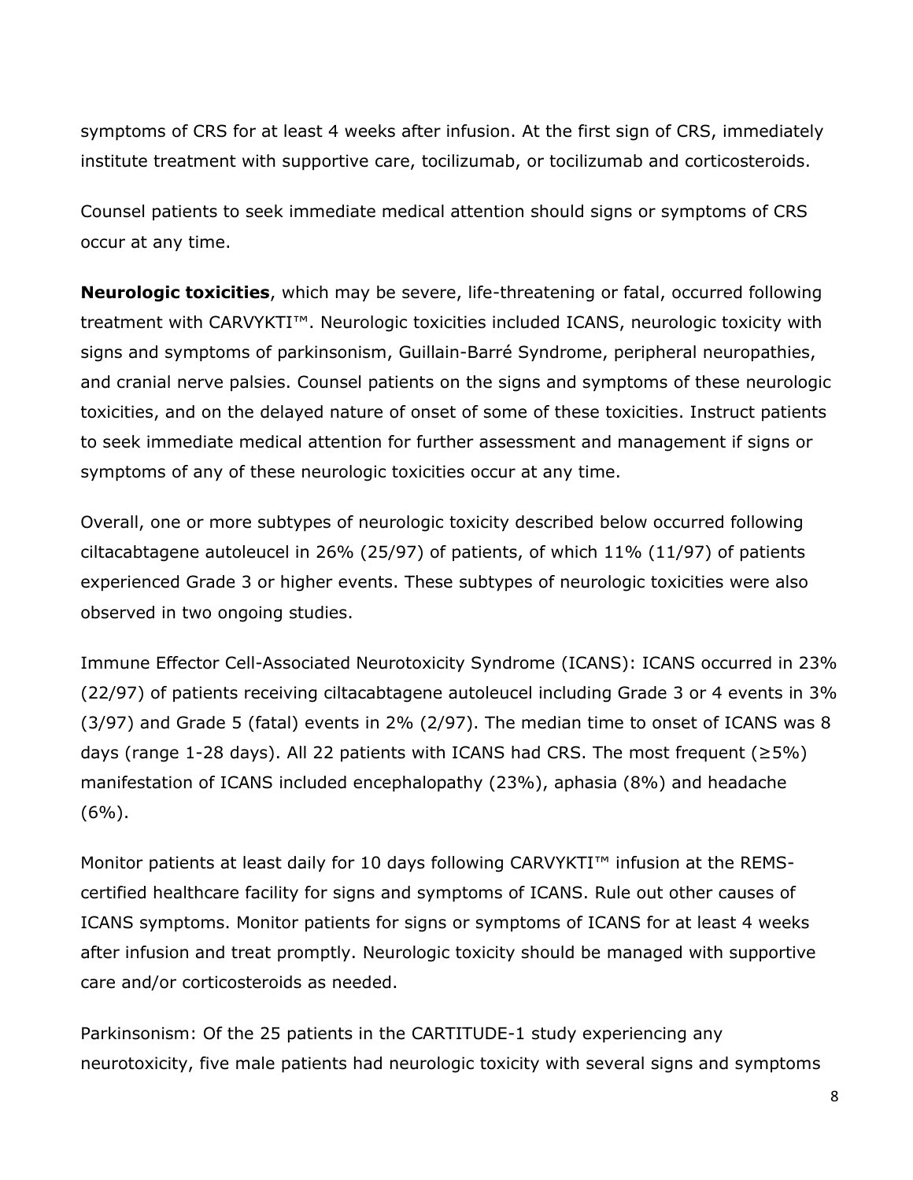symptoms of CRS for at least 4 weeks after infusion. At the first sign of CRS, immediately institute treatment with supportive care, tocilizumab, or tocilizumab and corticosteroids.

Counsel patients to seek immediate medical attention should signs or symptoms of CRS occur at any time.

**Neurologic toxicities**, which may be severe, life-threatening or fatal, occurred following treatment with CARVYKTI™. Neurologic toxicities included ICANS, neurologic toxicity with signs and symptoms of parkinsonism, Guillain-Barré Syndrome, peripheral neuropathies, and cranial nerve palsies. Counsel patients on the signs and symptoms of these neurologic toxicities, and on the delayed nature of onset of some of these toxicities. Instruct patients to seek immediate medical attention for further assessment and management if signs or symptoms of any of these neurologic toxicities occur at any time.

Overall, one or more subtypes of neurologic toxicity described below occurred following ciltacabtagene autoleucel in 26% (25/97) of patients, of which 11% (11/97) of patients experienced Grade 3 or higher events. These subtypes of neurologic toxicities were also observed in two ongoing studies.

Immune Effector Cell-Associated Neurotoxicity Syndrome (ICANS): ICANS occurred in 23% (22/97) of patients receiving ciltacabtagene autoleucel including Grade 3 or 4 events in 3% (3/97) and Grade 5 (fatal) events in 2% (2/97). The median time to onset of ICANS was 8 days (range 1-28 days). All 22 patients with ICANS had CRS. The most frequent (≥5%) manifestation of ICANS included encephalopathy (23%), aphasia (8%) and headache (6%).

Monitor patients at least daily for 10 days following CARVYKTI™ infusion at the REMS-certified healthcare facility for signs and symptoms of ICANS. Rule out other causes of ICANS symptoms. Monitor patients for signs or symptoms of ICANS for at least 4 weeks after infusion and treat promptly. Neurologic toxicity should be managed with supportive care and/or corticosteroids as needed.

Parkinsonism: Of the 25 patients in the CARTITUDE-1 study experiencing any neurotoxicity, five male patients had neurologic toxicity with several signs and symptoms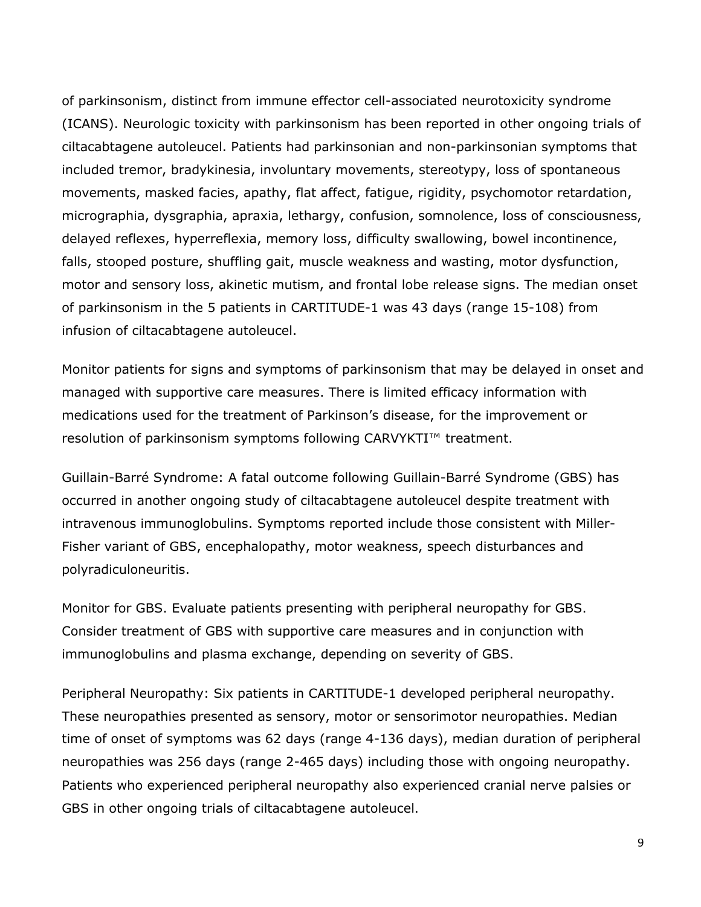of parkinsonism, distinct from immune effector cell-associated neurotoxicity syndrome (ICANS). Neurologic toxicity with parkinsonism has been reported in other ongoing trials of ciltacabtagene autoleucel. Patients had parkinsonian and non-parkinsonian symptoms that included tremor, bradykinesia, involuntary movements, stereotypy, loss of spontaneous movements, masked facies, apathy, flat affect, fatigue, rigidity, psychomotor retardation, micrographia, dysgraphia, apraxia, lethargy, confusion, somnolence, loss of consciousness, delayed reflexes, hyperreflexia, memory loss, difficulty swallowing, bowel incontinence, falls, stooped posture, shuffling gait, muscle weakness and wasting, motor dysfunction, motor and sensory loss, akinetic mutism, and frontal lobe release signs. The median onset of parkinsonism in the 5 patients in CARTITUDE-1 was 43 days (range 15-108) from infusion of ciltacabtagene autoleucel.

Monitor patients for signs and symptoms of parkinsonism that may be delayed in onset and managed with supportive care measures. There is limited efficacy information with medications used for the treatment of Parkinson's disease, for the improvement or resolution of parkinsonism symptoms following CARVYKTI™ treatment.

Guillain-Barré Syndrome: A fatal outcome following Guillain-Barré Syndrome (GBS) has occurred in another ongoing study of ciltacabtagene autoleucel despite treatment with intravenous immunoglobulins. Symptoms reported include those consistent with Miller-Fisher variant of GBS, encephalopathy, motor weakness, speech disturbances and polyradiculoneuritis.

Monitor for GBS. Evaluate patients presenting with peripheral neuropathy for GBS. Consider treatment of GBS with supportive care measures and in conjunction with immunoglobulins and plasma exchange, depending on severity of GBS.

Peripheral Neuropathy: Six patients in CARTITUDE-1 developed peripheral neuropathy. These neuropathies presented as sensory, motor or sensorimotor neuropathies. Median time of onset of symptoms was 62 days (range 4-136 days), median duration of peripheral neuropathies was 256 days (range 2-465 days) including those with ongoing neuropathy. Patients who experienced peripheral neuropathy also experienced cranial nerve palsies or GBS in other ongoing trials of ciltacabtagene autoleucel.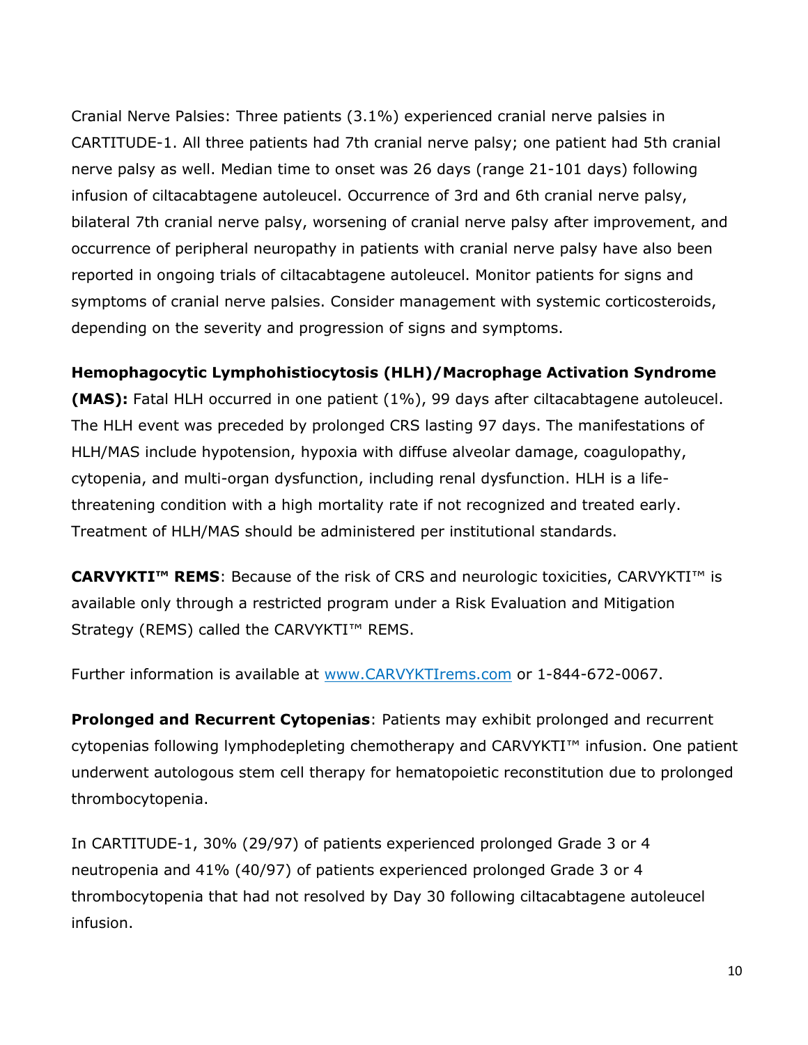Cranial Nerve Palsies: Three patients (3.1%) experienced cranial nerve palsies in CARTITUDE-1. All three patients had 7th cranial nerve palsy; one patient had 5th cranial nerve palsy as well. Median time to onset was 26 days (range 21-101 days) following infusion of ciltacabtagene autoleucel. Occurrence of 3rd and 6th cranial nerve palsy, bilateral 7th cranial nerve palsy, worsening of cranial nerve palsy after improvement, and occurrence of peripheral neuropathy in patients with cranial nerve palsy have also been reported in ongoing trials of ciltacabtagene autoleucel. Monitor patients for signs and symptoms of cranial nerve palsies. Consider management with systemic corticosteroids, depending on the severity and progression of signs and symptoms.

**Hemophagocytic Lymphohistiocytosis (HLH)/Macrophage Activation Syndrome (MAS):** Fatal HLH occurred in one patient (1%), 99 days after ciltacabtagene autoleucel. The HLH event was preceded by prolonged CRS lasting 97 days. The manifestations of HLH/MAS include hypotension, hypoxia with diffuse alveolar damage, coagulopathy, cytopenia, and multi-organ dysfunction, including renal dysfunction. HLH is a life-threatening condition with a high mortality rate if not recognized and treated early. Treatment of HLH/MAS should be administered per institutional standards.

**CARVYKTI™ REMS**: Because of the risk of CRS and neurologic toxicities, CARVYKTI™ is available only through a restricted program under a Risk Evaluation and Mitigation Strategy (REMS) called the CARVYKTI™ REMS.

Further information is available at [www.CARVYKTIrems.com](http://www.CARVYKTIrems.com) or 1-844-672-0067.

**Prolonged and Recurrent Cytopenias**: Patients may exhibit prolonged and recurrent cytopenias following lymphodepleting chemotherapy and CARVYKTI™ infusion. One patient underwent autologous stem cell therapy for hematopoietic reconstitution due to prolonged thrombocytopenia.

In CARTITUDE-1, 30% (29/97) of patients experienced prolonged Grade 3 or 4 neutropenia and 41% (40/97) of patients experienced prolonged Grade 3 or 4 thrombocytopenia that had not resolved by Day 30 following ciltacabtagene autoleucel infusion.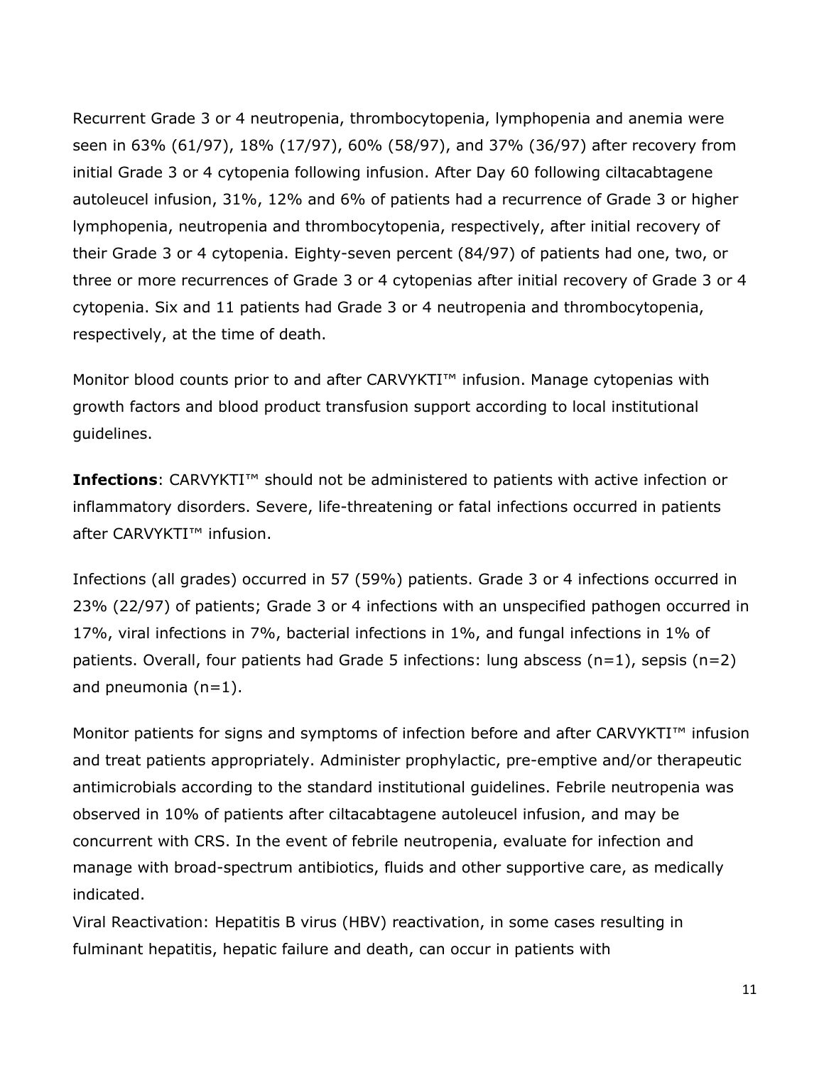Recurrent Grade 3 or 4 neutropenia, thrombocytopenia, lymphopenia and anemia were seen in 63% (61/97), 18% (17/97), 60% (58/97), and 37% (36/97) after recovery from initial Grade 3 or 4 cytopenia following infusion. After Day 60 following ciltacabtagene autoleucel infusion, 31%, 12% and 6% of patients had a recurrence of Grade 3 or higher lymphopenia, neutropenia and thrombocytopenia, respectively, after initial recovery of their Grade 3 or 4 cytopenia. Eighty-seven percent (84/97) of patients had one, two, or three or more recurrences of Grade 3 or 4 cytopenias after initial recovery of Grade 3 or 4 cytopenia. Six and 11 patients had Grade 3 or 4 neutropenia and thrombocytopenia, respectively, at the time of death.

Monitor blood counts prior to and after CARVYKTI™ infusion. Manage cytopenias with growth factors and blood product transfusion support according to local institutional guidelines.

**Infections**: CARVYKTI™ should not be administered to patients with active infection or inflammatory disorders. Severe, life-threatening or fatal infections occurred in patients after CARVYKTI™ infusion.

Infections (all grades) occurred in 57 (59%) patients. Grade 3 or 4 infections occurred in 23% (22/97) of patients; Grade 3 or 4 infections with an unspecified pathogen occurred in 17%, viral infections in 7%, bacterial infections in 1%, and fungal infections in 1% of patients. Overall, four patients had Grade 5 infections: lung abscess (n=1), sepsis (n=2) and pneumonia (n=1).

Monitor patients for signs and symptoms of infection before and after CARVYKTI™ infusion and treat patients appropriately. Administer prophylactic, pre-emptive and/or therapeutic antimicrobials according to the standard institutional guidelines. Febrile neutropenia was observed in 10% of patients after ciltacabtagene autoleucel infusion, and may be concurrent with CRS. In the event of febrile neutropenia, evaluate for infection and manage with broad-spectrum antibiotics, fluids and other supportive care, as medically indicated.
Viral Reactivation: Hepatitis B virus (HBV) reactivation, in some cases resulting in fulminant hepatitis, hepatic failure and death, can occur in patients with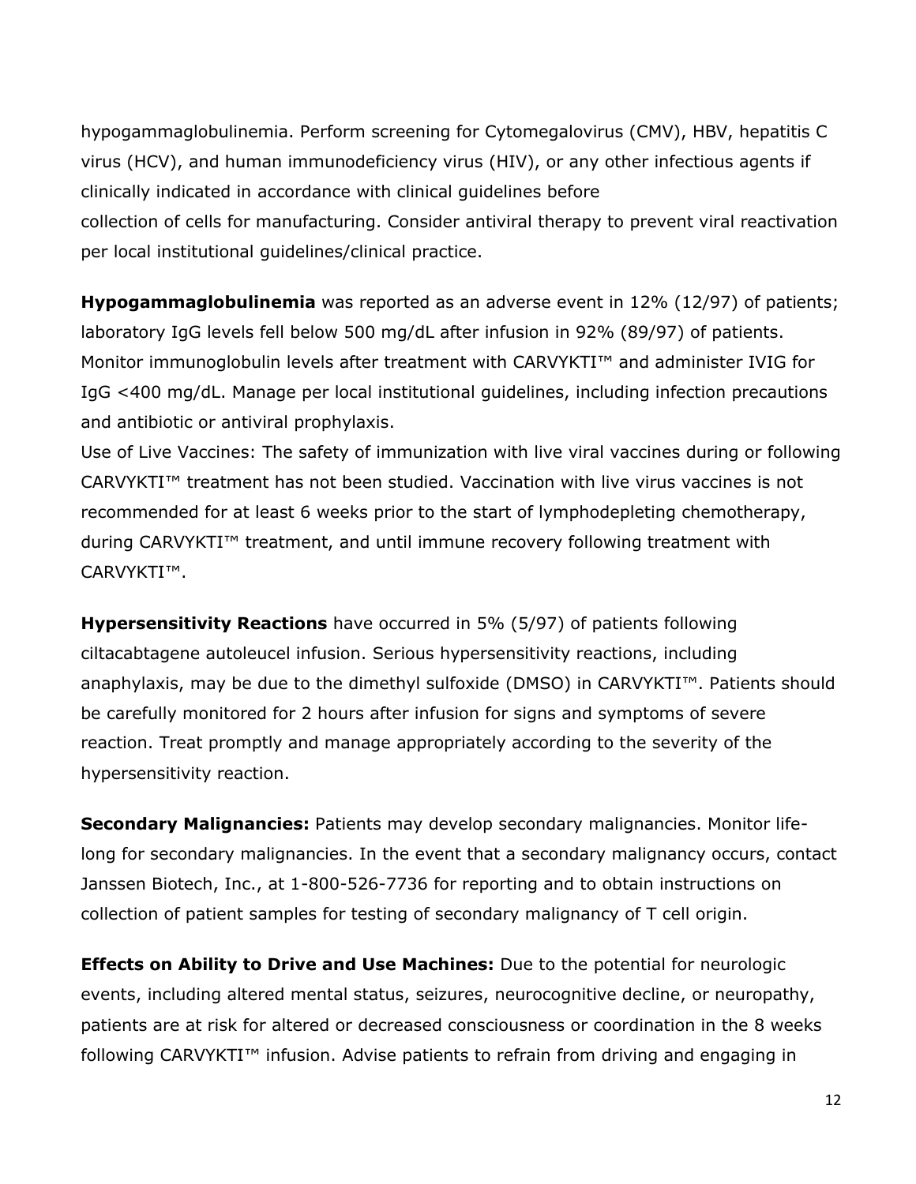hypogammaglobulinemia. Perform screening for Cytomegalovirus (CMV), HBV, hepatitis C virus (HCV), and human immunodeficiency virus (HIV), or any other infectious agents if clinically indicated in accordance with clinical guidelines before collection of cells for manufacturing. Consider antiviral therapy to prevent viral reactivation per local institutional guidelines/clinical practice.

**Hypogammaglobulinemia** was reported as an adverse event in 12% (12/97) of patients; laboratory IgG levels fell below 500 mg/dL after infusion in 92% (89/97) of patients. Monitor immunoglobulin levels after treatment with CARVYKTI™ and administer IVIG for IgG <400 mg/dL. Manage per local institutional guidelines, including infection precautions and antibiotic or antiviral prophylaxis.

Use of Live Vaccines: The safety of immunization with live viral vaccines during or following CARVYKTI™ treatment has not been studied. Vaccination with live virus vaccines is not recommended for at least 6 weeks prior to the start of lymphodepleting chemotherapy, during CARVYKTI™ treatment, and until immune recovery following treatment with CARVYKTI™.

**Hypersensitivity Reactions** have occurred in 5% (5/97) of patients following ciltacabtagene autoleucel infusion. Serious hypersensitivity reactions, including anaphylaxis, may be due to the dimethyl sulfoxide (DMSO) in CARVYKTI™. Patients should be carefully monitored for 2 hours after infusion for signs and symptoms of severe reaction. Treat promptly and manage appropriately according to the severity of the hypersensitivity reaction.

**Secondary Malignancies:** Patients may develop secondary malignancies. Monitor life-long for secondary malignancies. In the event that a secondary malignancy occurs, contact Janssen Biotech, Inc., at 1-800-526-7736 for reporting and to obtain instructions on collection of patient samples for testing of secondary malignancy of T cell origin.

**Effects on Ability to Drive and Use Machines:** Due to the potential for neurologic events, including altered mental status, seizures, neurocognitive decline, or neuropathy, patients are at risk for altered or decreased consciousness or coordination in the 8 weeks following CARVYKTI™ infusion. Advise patients to refrain from driving and engaging in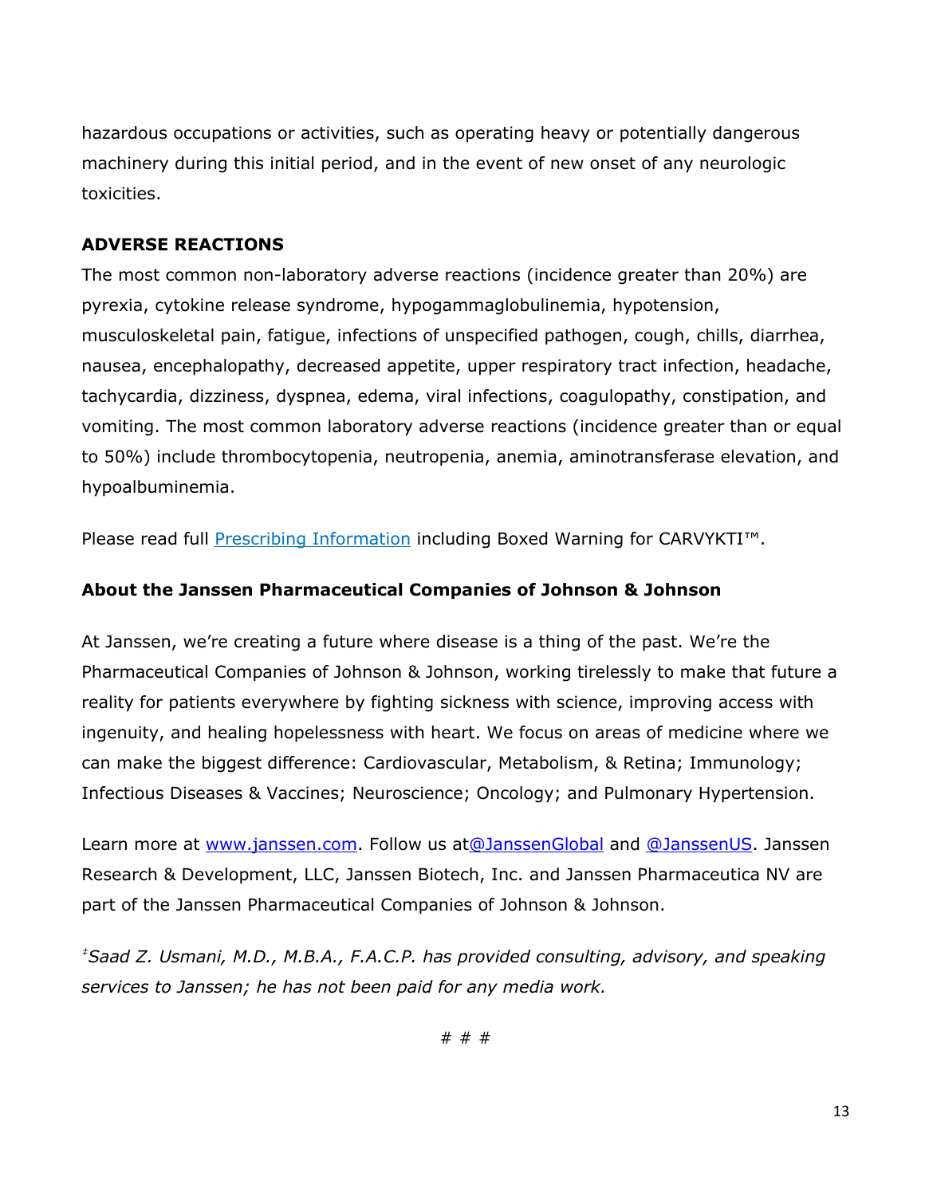hazardous occupations or activities, such as operating heavy or potentially dangerous machinery during this initial period, and in the event of new onset of any neurologic toxicities.

**ADVERSE REACTIONS**

The most common non-laboratory adverse reactions (incidence greater than 20%) are pyrexia, cytokine release syndrome, hypogammaglobulinemia, hypotension, musculoskeletal pain, fatigue, infections of unspecified pathogen, cough, chills, diarrhea, nausea, encephalopathy, decreased appetite, upper respiratory tract infection, headache, tachycardia, dizziness, dyspnea, edema, viral infections, coagulopathy, constipation, and vomiting. The most common laboratory adverse reactions (incidence greater than or equal to 50%) include thrombocytopenia, neutropenia, anemia, aminotransferase elevation, and hypoalbuminemia.

Please read full [Prescribing Information](Prescribing Information) including Boxed Warning for CARVYKTI™.

## About the Janssen Pharmaceutical Companies of Johnson & Johnson

At Janssen, we're creating a future where disease is a thing of the past. We're the Pharmaceutical Companies of Johnson & Johnson, working tirelessly to make that future a reality for patients everywhere by fighting sickness with science, improving access with ingenuity, and healing hopelessness with heart. We focus on areas of medicine where we can make the biggest difference: Cardiovascular, Metabolism, & Retina; Immunology; Infectious Diseases & Vaccines; Neuroscience; Oncology; and Pulmonary Hypertension.

Learn more at www.janssen.com. Follow us at@JanssenGlobal and @JanssenUS. Janssen Research & Development, LLC, Janssen Biotech, Inc. and Janssen Pharmaceutica NV are part of the Janssen Pharmaceutical Companies of Johnson & Johnson.

*[‡]Saad Z. Usmani, M.D., M.B.A., F.A.C.P. has provided consulting, advisory, and speaking services to Janssen; he has not been paid for any media work.*

# # #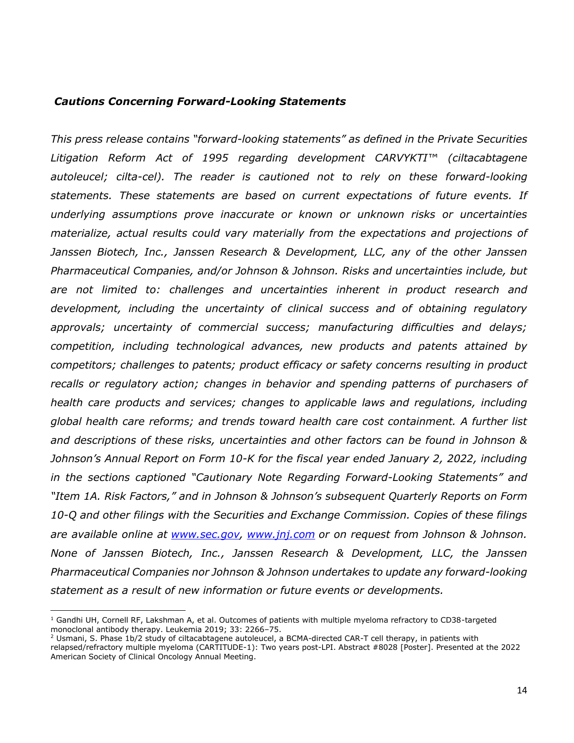***Cautions Concerning Forward-Looking Statements***

*This press release contains "forward-looking statements" as defined in the Private Securities Litigation Reform Act of 1995 regarding development CARVYKTI™ (ciltacabtagene autoleucel; cilta-cel). The reader is cautioned not to rely on these forward-looking statements. These statements are based on current expectations of future events. If underlying assumptions prove inaccurate or known or unknown risks or uncertainties materialize, actual results could vary materially from the expectations and projections of Janssen Biotech, Inc., Janssen Research & Development, LLC, any of the other Janssen Pharmaceutical Companies, and/or Johnson & Johnson. Risks and uncertainties include, but are not limited to: challenges and uncertainties inherent in product research and development, including the uncertainty of clinical success and of obtaining regulatory approvals; uncertainty of commercial success; manufacturing difficulties and delays; competition, including technological advances, new products and patents attained by competitors; challenges to patents; product efficacy or safety concerns resulting in product recalls or regulatory action; changes in behavior and spending patterns of purchasers of health care products and services; changes to applicable laws and regulations, including global health care reforms; and trends toward health care cost containment. A further list and descriptions of these risks, uncertainties and other factors can be found in Johnson & Johnson's Annual Report on Form 10-K for the fiscal year ended January 2, 2022, including in the sections captioned "Cautionary Note Regarding Forward-Looking Statements" and "Item 1A. Risk Factors," and in Johnson & Johnson's subsequent Quarterly Reports on Form 10-Q and other filings with the Securities and Exchange Commission. Copies of these filings are available online at [www.sec.gov](http://www.sec.gov), [www.jnj.com](http://www.jnj.com) or on request from Johnson & Johnson. None of Janssen Biotech, Inc., Janssen Research & Development, LLC, the Janssen Pharmaceutical Companies nor Johnson & Johnson undertakes to update any forward-looking statement as a result of new information or future events or developments.*

---

[1] Gandhi UH, Cornell RF, Lakshman A, et al. Outcomes of patients with multiple myeloma refractory to CD38-targeted monoclonal antibody therapy. Leukemia 2019; 33: 2266–75.

[2] Usmani, S. Phase 1b/2 study of ciltacabtagene autoleucel, a BCMA-directed CAR-T cell therapy, in patients with relapsed/refractory multiple myeloma (CARTITUDE-1): Two years post-LPI. Abstract #8028 [Poster]. Presented at the 2022 American Society of Clinical Oncology Annual Meeting.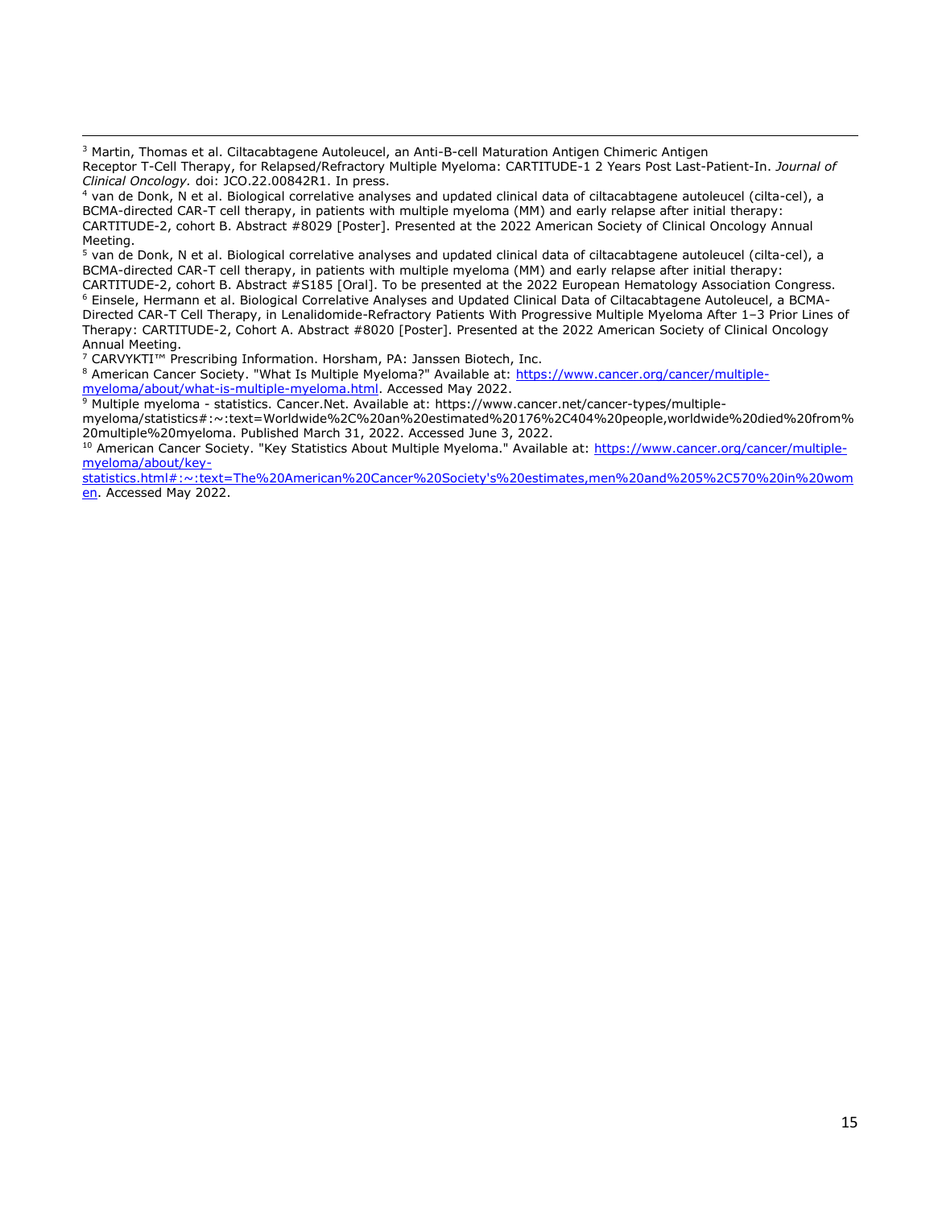[3] Martin, Thomas et al. Ciltacabtagene Autoleucel, an Anti-B-cell Maturation Antigen Chimeric Antigen Receptor T-Cell Therapy, for Relapsed/Refractory Multiple Myeloma: CARTITUDE-1 2 Years Post Last-Patient-In. *Journal of Clinical Oncology.* doi: JCO.22.00842R1. In press.

[4] van de Donk, N et al. Biological correlative analyses and updated clinical data of ciltacabtagene autoleucel (cilta-cel), a BCMA-directed CAR-T cell therapy, in patients with multiple myeloma (MM) and early relapse after initial therapy: CARTITUDE-2, cohort B. Abstract #8029 [Poster]. Presented at the 2022 American Society of Clinical Oncology Annual Meeting.

[5] van de Donk, N et al. Biological correlative analyses and updated clinical data of ciltacabtagene autoleucel (cilta-cel), a BCMA-directed CAR-T cell therapy, in patients with multiple myeloma (MM) and early relapse after initial therapy: CARTITUDE-2, cohort B. Abstract #S185 [Oral]. To be presented at the 2022 European Hematology Association Congress.

[6] Einsele, Hermann et al. Biological Correlative Analyses and Updated Clinical Data of Ciltacabtagene Autoleucel, a BCMA-Directed CAR-T Cell Therapy, in Lenalidomide-Refractory Patients With Progressive Multiple Myeloma After 1–3 Prior Lines of Therapy: CARTITUDE-2, Cohort A. Abstract #8020 [Poster]. Presented at the 2022 American Society of Clinical Oncology Annual Meeting.

[7] CARVYKTI™ Prescribing Information. Horsham, PA: Janssen Biotech, Inc.

[8] American Cancer Society. "What Is Multiple Myeloma?" Available at: [https://www.cancer.org/cancer/multiple-myeloma/about/what-is-multiple-myeloma.html](https://www.cancer.org/cancer/multiple-myeloma/about/what-is-multiple-myeloma.html). Accessed May 2022.

[9] Multiple myeloma - statistics. Cancer.Net. Available at: https://www.cancer.net/cancer-types/multiple-myeloma/statistics#:~:text=Worldwide%2C%20an%20estimated%20176%2C404%20people,worldwide%20died%20from%20multiple%20myeloma. Published March 31, 2022. Accessed June 3, 2022.

[10] American Cancer Society. "Key Statistics About Multiple Myeloma." Available at: [https://www.cancer.org/cancer/multiple-myeloma/about/key-statistics.html#:~:text=The%20American%20Cancer%20Society's%20estimates,men%20and%205%2C570%20in%20women](https://www.cancer.org/cancer/multiple-myeloma/about/key-statistics.html#:~:text=The%20American%20Cancer%20Society's%20estimates,men%20and%205%2C570%20in%20women). Accessed May 2022.